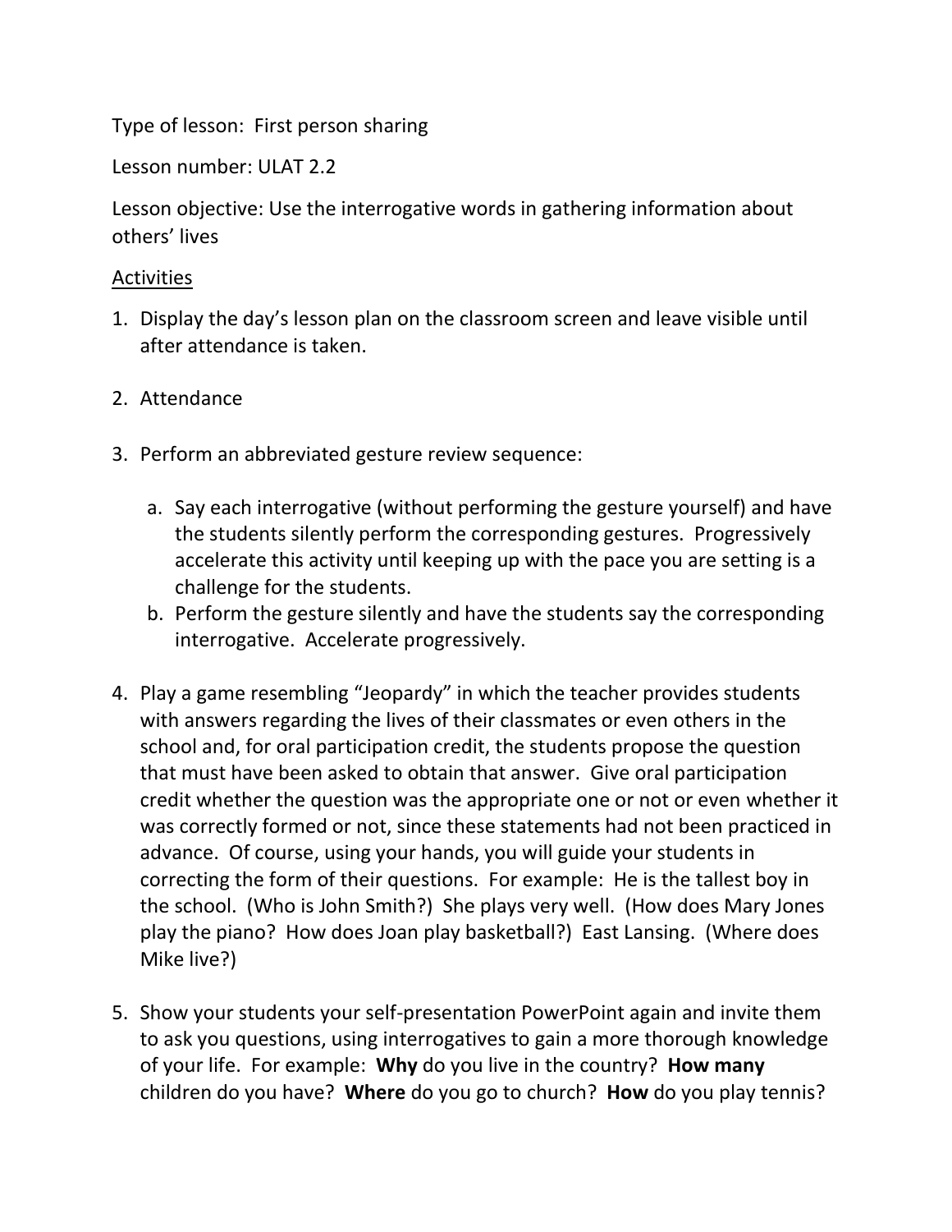Type of lesson: First person sharing

Lesson number: ULAT 2.2

Lesson objective: Use the interrogative words in gathering information about others' lives

<u>Activities</u>

1. Display the day's lesson plan on the classroom screen and leave visible until after attendance is taken.

2. Attendance

3. Perform an abbreviated gesture review sequence:

   a. Say each interrogative (without performing the gesture yourself) and have the students silently perform the corresponding gestures. Progressively accelerate this activity until keeping up with the pace you are setting is a challenge for the students.
   b. Perform the gesture silently and have the students say the corresponding interrogative. Accelerate progressively.

4. Play a game resembling "Jeopardy" in which the teacher provides students with answers regarding the lives of their classmates or even others in the school and, for oral participation credit, the students propose the question that must have been asked to obtain that answer. Give oral participation credit whether the question was the appropriate one or not or even whether it was correctly formed or not, since these statements had not been practiced in advance. Of course, using your hands, you will guide your students in correcting the form of their questions. For example: He is the tallest boy in the school. (Who is John Smith?) She plays very well. (How does Mary Jones play the piano? How does Joan play basketball?) East Lansing. (Where does Mike live?)

5. Show your students your self-presentation PowerPoint again and invite them to ask you questions, using interrogatives to gain a more thorough knowledge of your life. For example: **Why** do you live in the country? **How many** children do you have? **Where** do you go to church? **How** do you play tennis?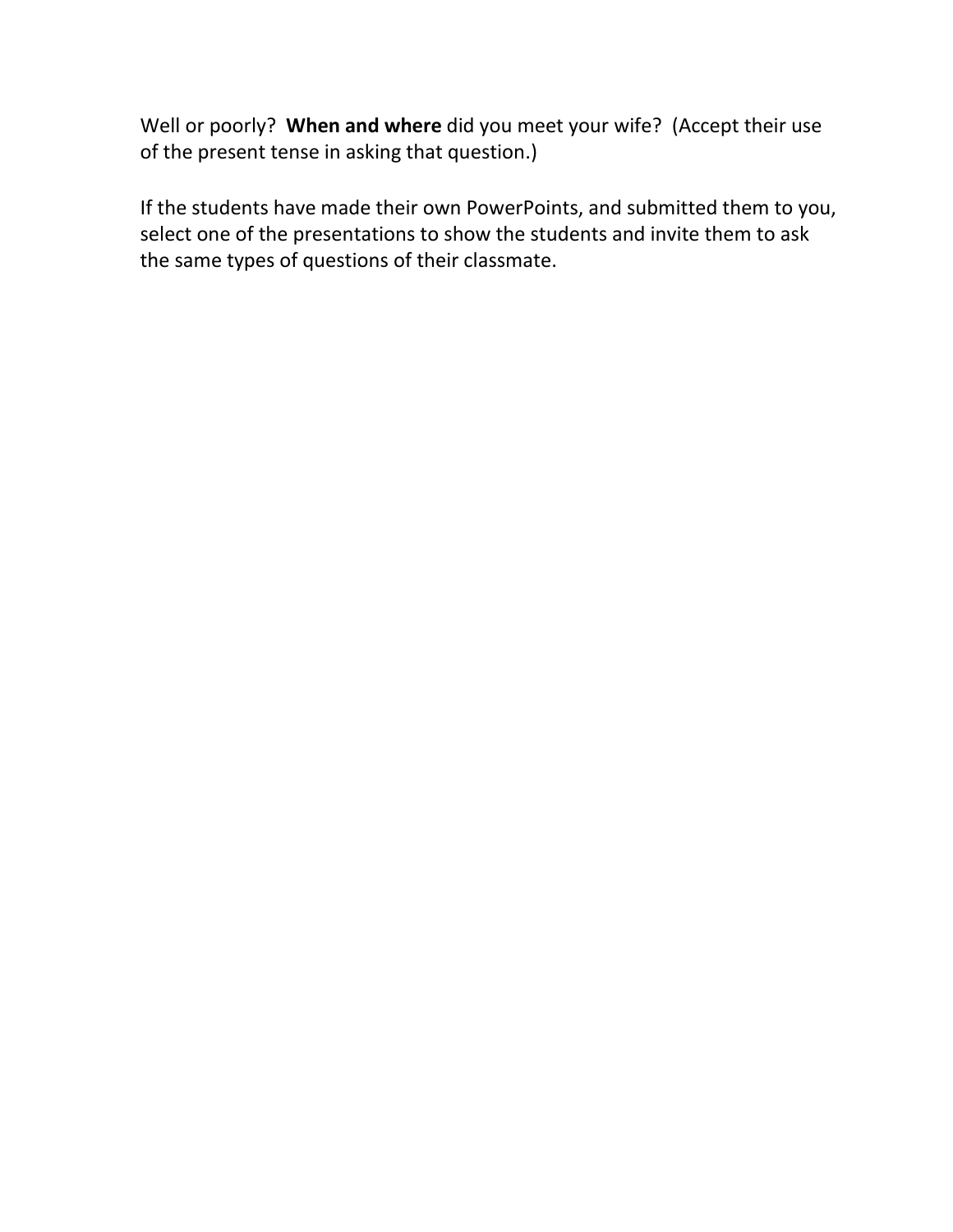Well or poorly? **When and where** did you meet your wife? (Accept their use of the present tense in asking that question.)

If the students have made their own PowerPoints, and submitted them to you, select one of the presentations to show the students and invite them to ask the same types of questions of their classmate.